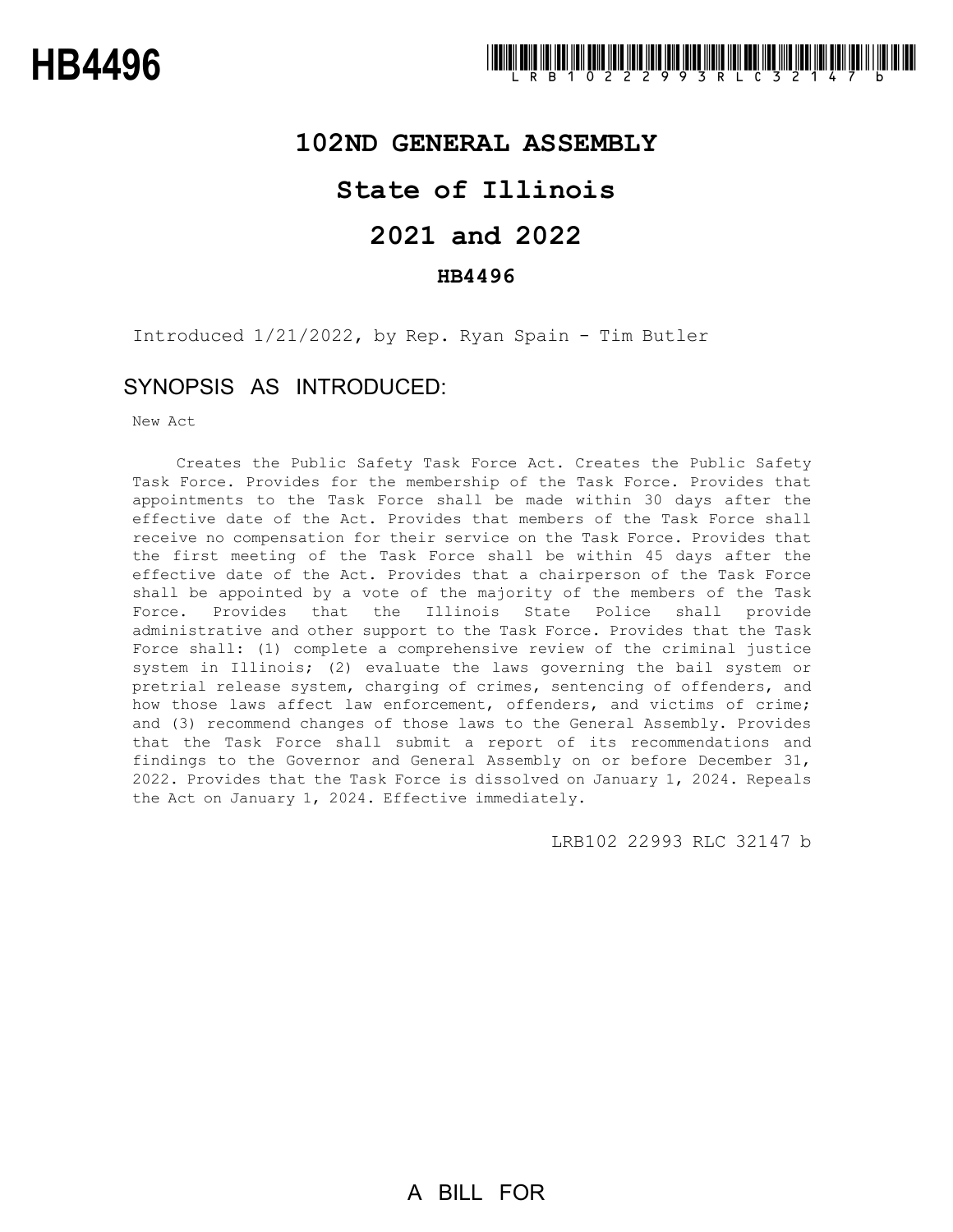# HB4496

LRB102 22993 RLC 32147 b

## 102ND GENERAL ASSEMBLY

## State of Illinois

## 2021 and 2022

### HB4496

Introduced 1/21/2022, by Rep. Ryan Spain - Tim Butler

## SYNOPSIS AS INTRODUCED:

New Act

Creates the Public Safety Task Force Act. Creates the Public Safety Task Force. Provides for the membership of the Task Force. Provides that appointments to the Task Force shall be made within 30 days after the effective date of the Act. Provides that members of the Task Force shall receive no compensation for their service on the Task Force. Provides that the first meeting of the Task Force shall be within 45 days after the effective date of the Act. Provides that a chairperson of the Task Force shall be appointed by a vote of the majority of the members of the Task Force. Provides that the Illinois State Police shall provide administrative and other support to the Task Force. Provides that the Task Force shall: (1) complete a comprehensive review of the criminal justice system in Illinois; (2) evaluate the laws governing the bail system or pretrial release system, charging of crimes, sentencing of offenders, and how those laws affect law enforcement, offenders, and victims of crime; and (3) recommend changes of those laws to the General Assembly. Provides that the Task Force shall submit a report of its recommendations and findings to the Governor and General Assembly on or before December 31, 2022. Provides that the Task Force is dissolved on January 1, 2024. Repeals the Act on January 1, 2024. Effective immediately.

LRB102 22993 RLC 32147 b

A BILL FOR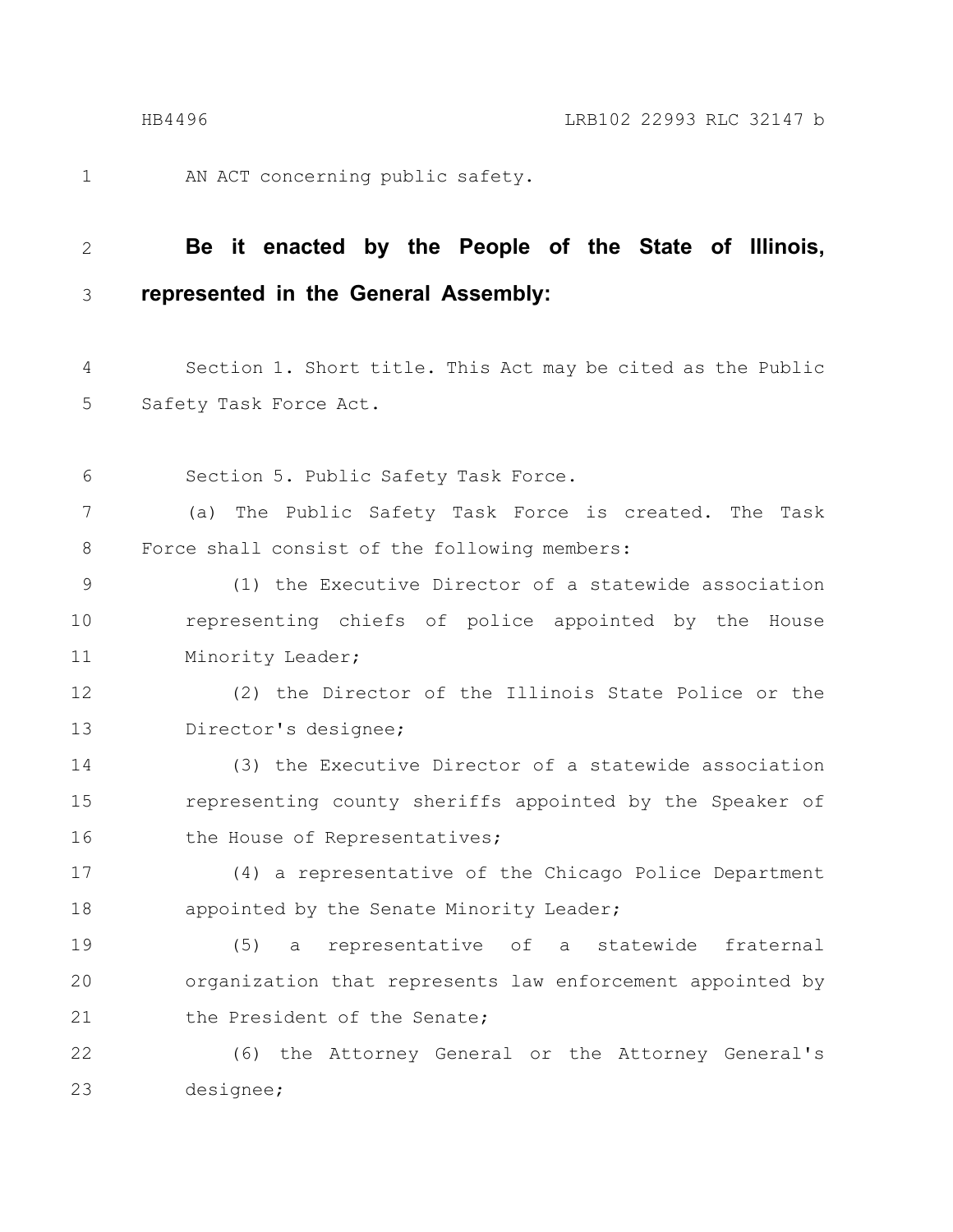AN ACT concerning public safety.

**Be it enacted by the People of the State of Illinois, represented in the General Assembly:**

Section 1. Short title. This Act may be cited as the Public Safety Task Force Act.

Section 5. Public Safety Task Force.

(a) The Public Safety Task Force is created. The Task Force shall consist of the following members:

(1) the Executive Director of a statewide association representing chiefs of police appointed by the House Minority Leader;

(2) the Director of the Illinois State Police or the Director's designee;

(3) the Executive Director of a statewide association representing county sheriffs appointed by the Speaker of the House of Representatives;

(4) a representative of the Chicago Police Department appointed by the Senate Minority Leader;

(5) a representative of a statewide fraternal organization that represents law enforcement appointed by the President of the Senate;

(6) the Attorney General or the Attorney General's designee;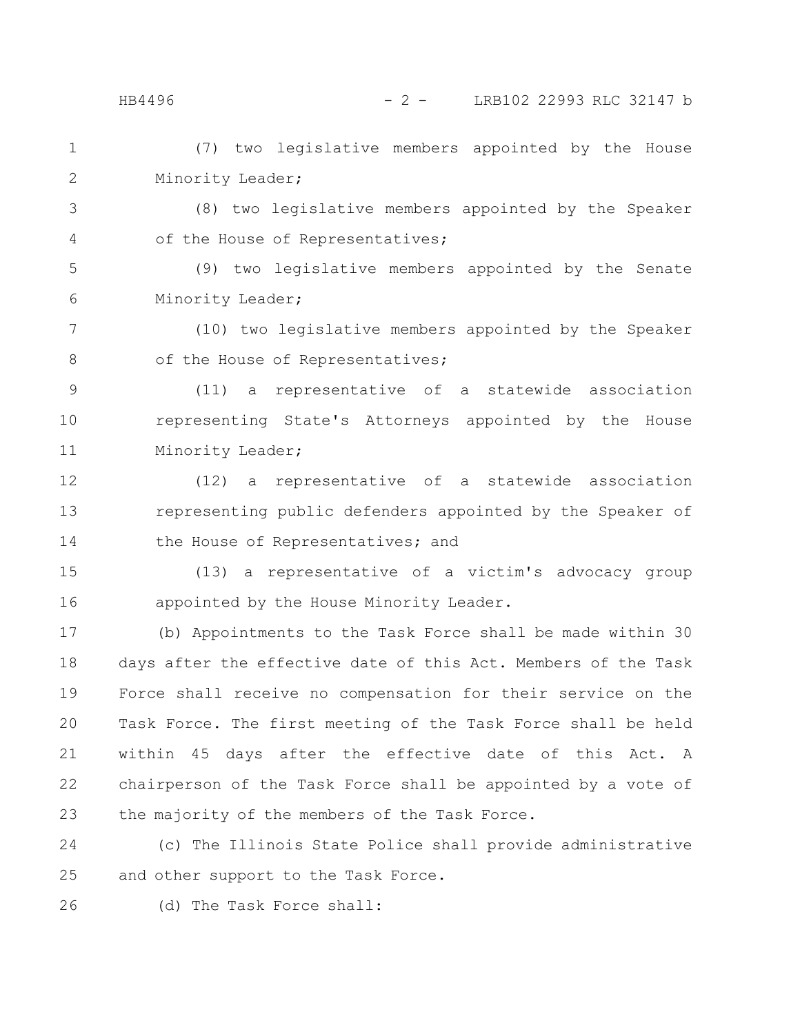(7) two legislative members appointed by the House Minority Leader;

(8) two legislative members appointed by the Speaker of the House of Representatives;

(9) two legislative members appointed by the Senate Minority Leader;

(10) two legislative members appointed by the Speaker of the House of Representatives;

(11) a representative of a statewide association representing State's Attorneys appointed by the House Minority Leader;

(12) a representative of a statewide association representing public defenders appointed by the Speaker of the House of Representatives; and

(13) a representative of a victim's advocacy group appointed by the House Minority Leader.

(b) Appointments to the Task Force shall be made within 30 days after the effective date of this Act. Members of the Task Force shall receive no compensation for their service on the Task Force. The first meeting of the Task Force shall be held within 45 days after the effective date of this Act. A chairperson of the Task Force shall be appointed by a vote of the majority of the members of the Task Force.

(c) The Illinois State Police shall provide administrative and other support to the Task Force.

(d) The Task Force shall: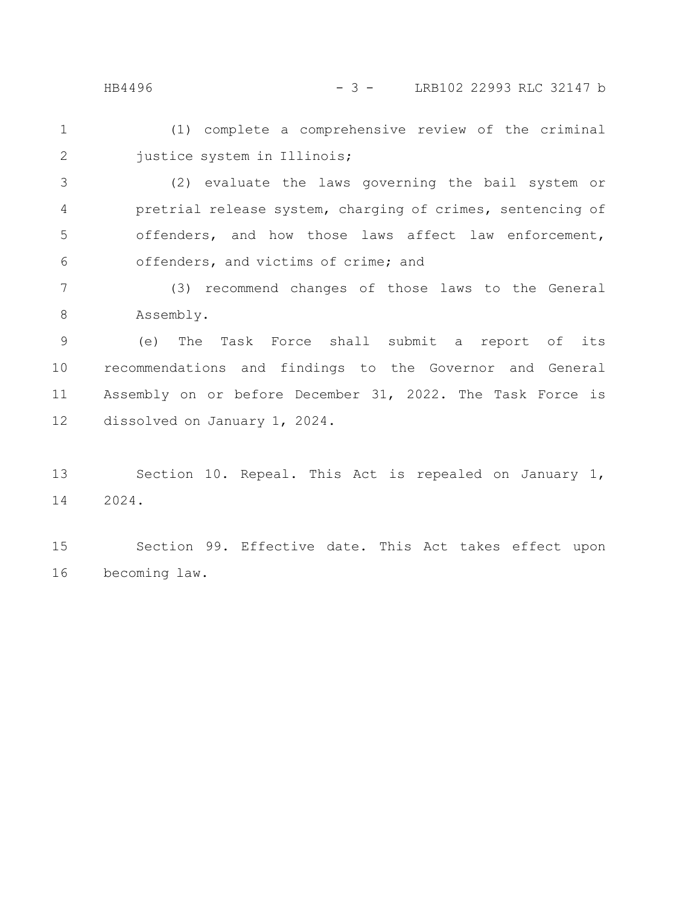(1) complete a comprehensive review of the criminal justice system in Illinois;

(2) evaluate the laws governing the bail system or pretrial release system, charging of crimes, sentencing of offenders, and how those laws affect law enforcement, offenders, and victims of crime; and

(3) recommend changes of those laws to the General Assembly.

(e) The Task Force shall submit a report of its recommendations and findings to the Governor and General Assembly on or before December 31, 2022. The Task Force is dissolved on January 1, 2024.

Section 10. Repeal. This Act is repealed on January 1, 2024.

Section 99. Effective date. This Act takes effect upon becoming law.